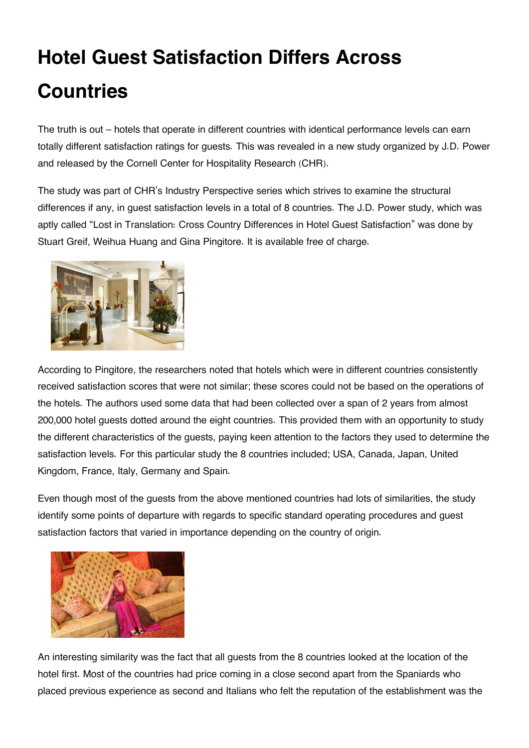# Hotel Guest Satisfaction Differs Across Countries

The truth is out – hotels that operate in different countries with identical performance levels can earn totally different satisfaction ratings for guests. This was revealed in a new study organized by J.D. Power and released by the Cornell Center for Hospitality Research (CHR).

The study was part of CHR's Industry Perspective series which strives to examine the structural differences if any, in guest satisfaction levels in a total of 8 countries. The J.D. Power study, which was aptly called "Lost in Translation: Cross Country Differences in Hotel Guest Satisfaction" was done by Stuart Greif, Weihua Huang and Gina Pingitore. It is available free of charge.

According to Pingitore, the researchers noted that hotels which were in different countries consistently received satisfaction scores that were not similar; these scores could not be based on the operations of the hotels. The authors used some data that had been collected over a span of 2 years from almost 200,000 hotel guests dotted around the eight countries. This provided them with an opportunity to study the different characteristics of the guests, paying keen attention to the factors they used to determine the satisfaction levels. For this particular study the 8 countries included; USA, Canada, Japan, United Kingdom, France, Italy, Germany and Spain.

Even though most of the guests from the above mentioned countries had lots of similarities, the study identify some points of departure with regards to specific standard operating procedures and guest satisfaction factors that varied in importance depending on the country of origin.

An interesting similarity was the fact that all guests from the 8 countries looked at the location of the hotel first. Most of the countries had price coming in a close second apart from the Spaniards who placed previous experience as second and Italians who felt the reputation of the establishment was the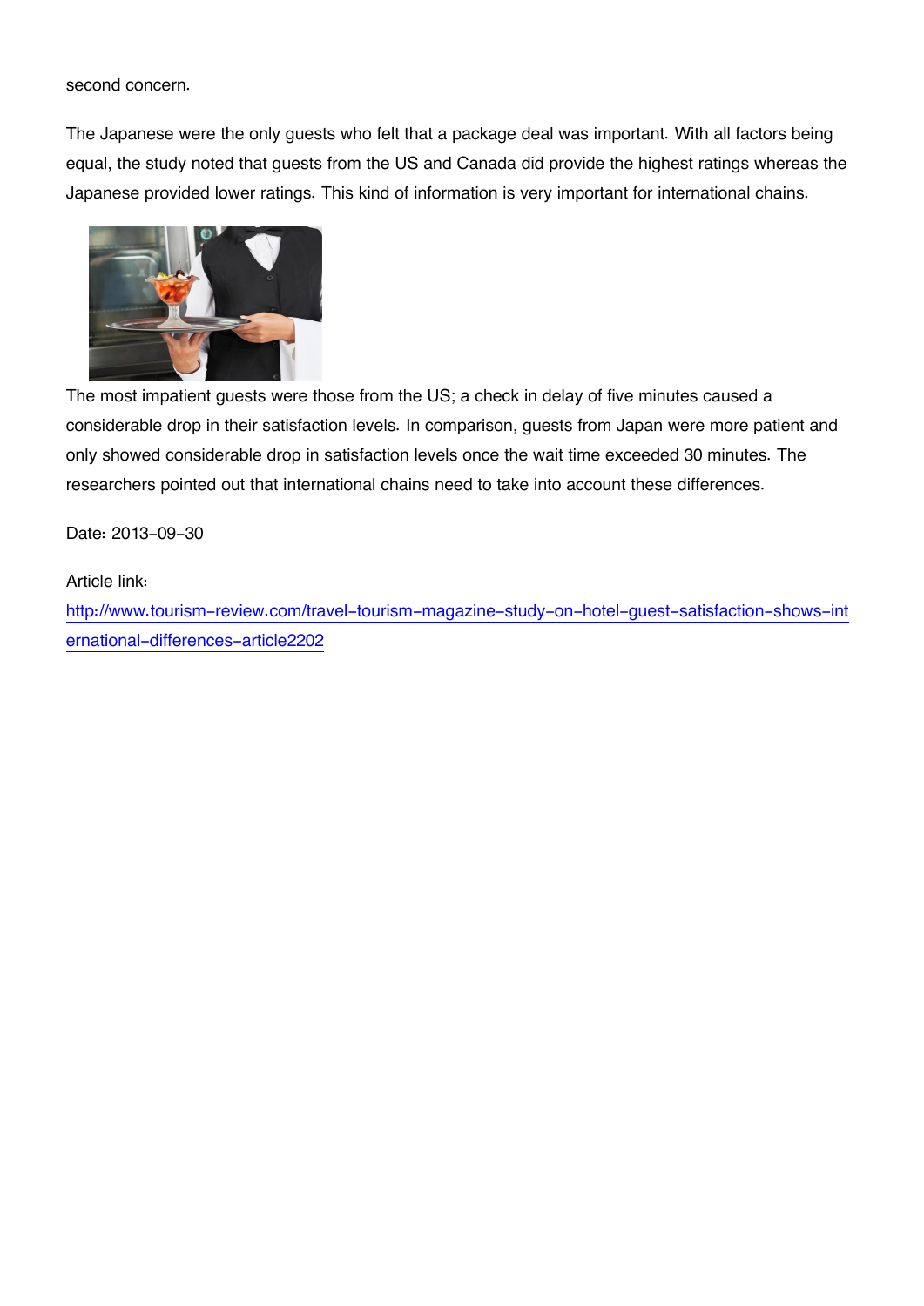second concern.

The Japanese were the only guests who felt that a package deal was important. With all factors being equal, the study noted that guests from the US and Canada did provide the highest ratings whereas the Japanese provided lower ratings. This kind of information is very important for international chains.

The most impatient guests were those from the US; a check in delay of five minutes caused a considerable drop in their satisfaction levels. In comparison, guests from Japan were more patient and only showed considerable drop in satisfaction levels once the wait time exceeded 30 minutes. The researchers pointed out that international chains need to take into account these differences.

Date: 2013-09-30

Article link:
http://www.tourism-review.com/travel-tourism-magazine-study-on-hotel-guest-satisfaction-shows-international-differences-article2202